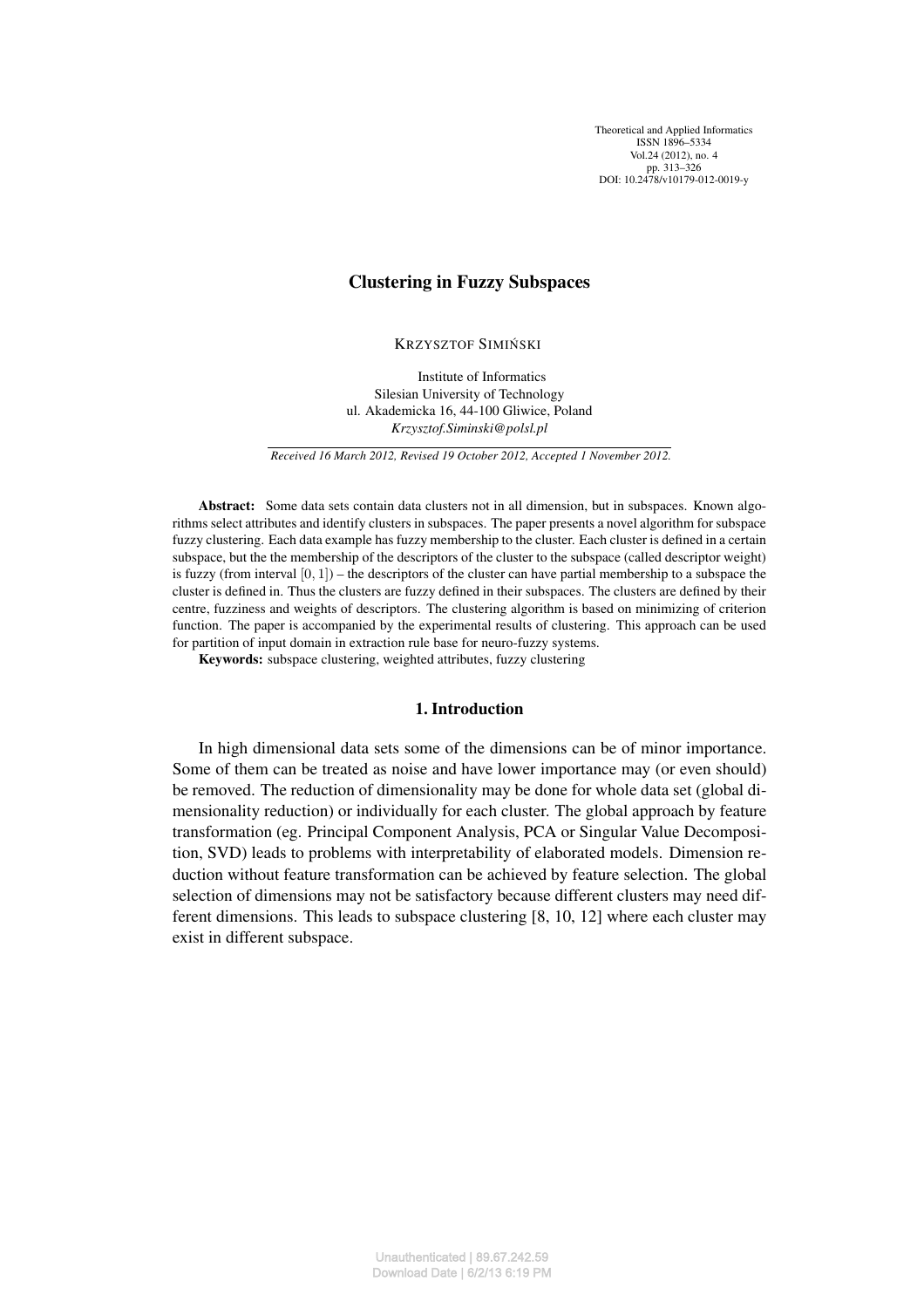# Clustering in Fuzzy Subspaces

KRZYSZTOF SIMIŃSKI

Institute of Informatics
Silesian University of Technology
ul. Akademicka 16, 44-100 Gliwice, Poland
*Krzysztof.Siminski@polsl.pl*

*Received 16 March 2012, Revised 19 October 2012, Accepted 1 November 2012.*

**Abstract:** Some data sets contain data clusters not in all dimension, but in subspaces. Known algorithms select attributes and identify clusters in subspaces. The paper presents a novel algorithm for subspace fuzzy clustering. Each data example has fuzzy membership to the cluster. Each cluster is defined in a certain subspace, but the the membership of the descriptors of the cluster to the subspace (called descriptor weight) is fuzzy (from interval $[0,1]$) – the descriptors of the cluster can have partial membership to a subspace the cluster is defined in. Thus the clusters are fuzzy defined in their subspaces. The clusters are defined by their centre, fuzziness and weights of descriptors. The clustering algorithm is based on minimizing of criterion function. The paper is accompanied by the experimental results of clustering. This approach can be used for partition of input domain in extraction rule base for neuro-fuzzy systems.

**Keywords:** subspace clustering, weighted attributes, fuzzy clustering

## 1. Introduction

In high dimensional data sets some of the dimensions can be of minor importance. Some of them can be treated as noise and have lower importance may (or even should) be removed. The reduction of dimensionality may be done for whole data set (global dimensionality reduction) or individually for each cluster. The global approach by feature transformation (eg. Principal Component Analysis, PCA or Singular Value Decomposition, SVD) leads to problems with interpretability of elaborated models. Dimension reduction without feature transformation can be achieved by feature selection. The global selection of dimensions may not be satisfactory because different clusters may need different dimensions. This leads to subspace clustering [8, 10, 12] where each cluster may exist in different subspace.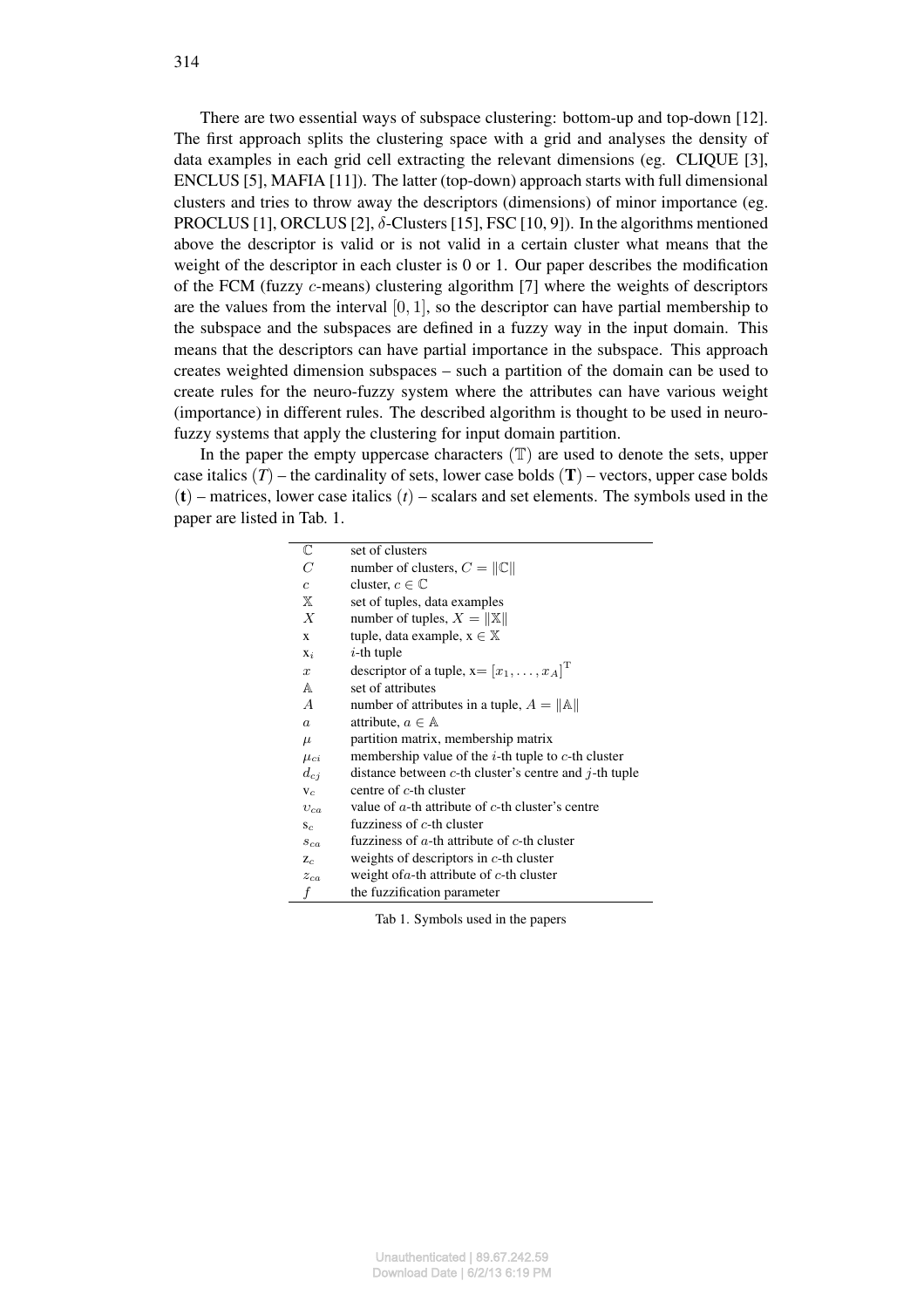There are two essential ways of subspace clustering: bottom-up and top-down [12]. The first approach splits the clustering space with a grid and analyses the density of data examples in each grid cell extracting the relevant dimensions (eg. CLIQUE [3], ENCLUS [5], MAFIA [11]). The latter (top-down) approach starts with full dimensional clusters and tries to throw away the descriptors (dimensions) of minor importance (eg. PROCLUS [1], ORCLUS [2], $\delta$-Clusters [15], FSC [10, 9]). In the algorithms mentioned above the descriptor is valid or is not valid in a certain cluster what means that the weight of the descriptor in each cluster is 0 or 1. Our paper describes the modification of the FCM (fuzzy $c$-means) clustering algorithm [7] where the weights of descriptors are the values from the interval $[0, 1]$, so the descriptor can have partial membership to the subspace and the subspaces are defined in a fuzzy way in the input domain. This means that the descriptors can have partial importance in the subspace. This approach creates weighted dimension subspaces – such a partition of the domain can be used to create rules for the neuro-fuzzy system where the attributes can have various weight (importance) in different rules. The described algorithm is thought to be used in neuro-fuzzy systems that apply the clustering for input domain partition.

In the paper the empty uppercase characters ($\mathbb{T}$) are used to denote the sets, upper case italics ($T$) – the cardinality of sets, lower case bolds ($\mathbf{T}$) – vectors, upper case bolds ($\mathbf{t}$) – matrices, lower case italics ($t$) – scalars and set elements. The symbols used in the paper are listed in Tab. 1.

| | |
|---|---|
| $\mathbb{C}$ | set of clusters |
| $C$ | number of clusters, $C = \|\mathbb{C}\|$ |
| $c$ | cluster, $c \in \mathbb{C}$ |
| $\mathbb{X}$ | set of tuples, data examples |
| $X$ | number of tuples, $X = \|\mathbb{X}\|$ |
| $\mathrm{x}$ | tuple, data example, $\mathrm{x} \in \mathbb{X}$ |
| $\mathrm{x}_i$ | $i$-th tuple |
| $x$ | descriptor of a tuple, $\mathrm{x} = [x_1, \ldots, x_A]^{\mathrm{T}}$ |
| $\mathbb{A}$ | set of attributes |
| $A$ | number of attributes in a tuple, $A = \|\mathbb{A}\|$ |
| $a$ | attribute, $a \in \mathbb{A}$ |
| $\mu$ | partition matrix, membership matrix |
| $\mu_{ci}$ | membership value of the $i$-th tuple to $c$-th cluster |
| $d_{cj}$ | distance between $c$-th cluster's centre and $j$-th tuple |
| $\mathrm{v}_c$ | centre of $c$-th cluster |
| $v_{ca}$ | value of $a$-th attribute of $c$-th cluster's centre |
| $\mathrm{s}_c$ | fuzziness of $c$-th cluster |
| $s_{ca}$ | fuzziness of $a$-th attribute of $c$-th cluster |
| $\mathrm{z}_c$ | weights of descriptors in $c$-th cluster |
| $z_{ca}$ | weight of$a$-th attribute of $c$-th cluster |
| $f$ | the fuzzification parameter |

Tab 1. Symbols used in the papers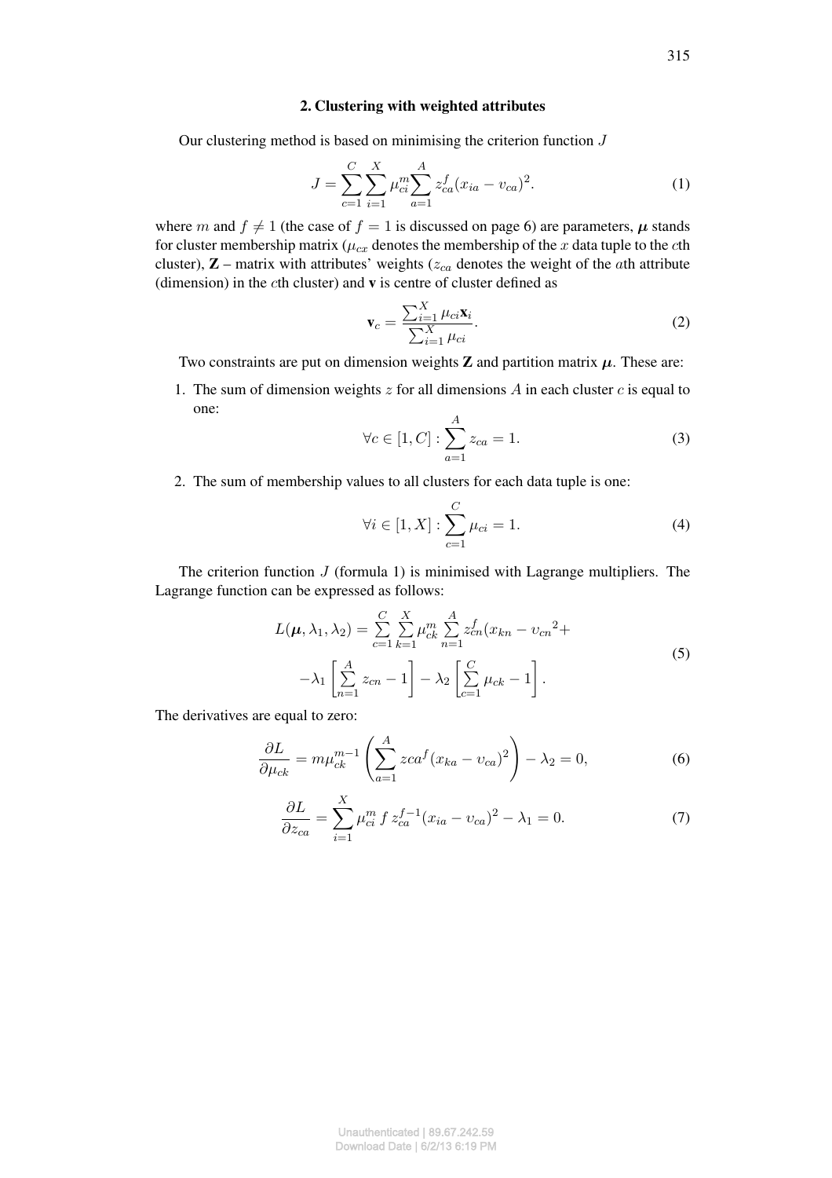## 2. Clustering with weighted attributes

Our clustering method is based on minimising the criterion function $J$

$$J = \sum_{c=1}^{C} \sum_{i=1}^{X} \mu_{ci}^{m} \sum_{a=1}^{A} z_{ca}^{f} (x_{ia} - \upsilon_{ca})^2. \tag{1}$$

where $m$ and $f \neq 1$ (the case of $f = 1$ is discussed on page 6) are parameters, $\boldsymbol{\mu}$ stands for cluster membership matrix ($\mu_{cx}$ denotes the membership of the $x$ data tuple to the $c$th cluster), $\mathbf{Z}$ – matrix with attributes' weights ($z_{ca}$ denotes the weight of the $a$th attribute (dimension) in the $c$th cluster) and $\mathbf{v}$ is centre of cluster defined as

$$\mathbf{v}_c = \frac{\sum_{i=1}^{X} \mu_{ci} \mathbf{x}_i}{\sum_{i=1}^{X} \mu_{ci}}. \tag{2}$$

Two constraints are put on dimension weights $\mathbf{Z}$ and partition matrix $\boldsymbol{\mu}$. These are:

1. The sum of dimension weights $z$ for all dimensions $A$ in each cluster $c$ is equal to one:

$$\forall c \in [1, C] : \sum_{a=1}^{A} z_{ca} = 1. \tag{3}$$

2. The sum of membership values to all clusters for each data tuple is one:

$$\forall i \in [1, X] : \sum_{c=1}^{C} \mu_{ci} = 1. \tag{4}$$

The criterion function $J$ (formula 1) is minimised with Lagrange multipliers. The Lagrange function can be expressed as follows:

$$\begin{aligned} L(\boldsymbol{\mu}, \lambda_1, \lambda_2) = \sum_{c=1}^{C} \sum_{k=1}^{X} \mu_{ck}^{m} \sum_{n=1}^{A} z_{cn}^{f} (x_{kn} - \upsilon_{cn}{}^2 + \\ -\lambda_1 \left[ \sum_{n=1}^{A} z_{cn} - 1 \right] - \lambda_2 \left[ \sum_{c=1}^{C} \mu_{ck} - 1 \right]. \end{aligned} \tag{5}$$

The derivatives are equal to zero:

$$\frac{\partial L}{\partial \mu_{ck}} = m \mu_{ck}^{m-1} \left( \sum_{a=1}^{A} zca^{f} (x_{ka} - \upsilon_{ca})^2 \right) - \lambda_2 = 0, \tag{6}$$

$$\frac{\partial L}{\partial z_{ca}} = \sum_{i=1}^{X} \mu_{ci}^{m} \, f \, z_{ca}^{f-1} (x_{ia} - \upsilon_{ca})^2 - \lambda_1 = 0. \tag{7}$$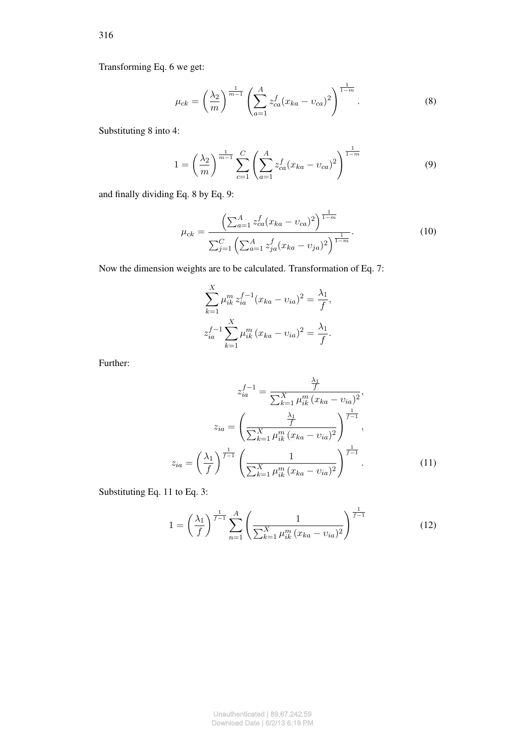Transforming Eq. 6 we get:

$$\mu_{ck} = \left(\frac{\lambda_2}{m}\right)^{\frac{1}{m-1}} \left(\sum_{a=1}^{A} z_{ca}^{f} (x_{ka} - \upsilon_{ca})^2\right)^{\frac{1}{1-m}}. \tag{8}$$

Substituting 8 into 4:

$$1 = \left(\frac{\lambda_2}{m}\right)^{\frac{1}{m-1}} \sum_{c=1}^{C} \left(\sum_{a=1}^{A} z_{ca}^{f} (x_{ka} - \upsilon_{ca})^2\right)^{\frac{1}{1-m}} \tag{9}$$

and finally dividing Eq. 8 by Eq. 9:

$$\mu_{ck} = \frac{\left(\sum_{a=1}^{A} z_{ca}^{f} (x_{ka} - \upsilon_{ca})^2\right)^{\frac{1}{1-m}}}{\sum_{j=1}^{C} \left(\sum_{a=1}^{A} z_{ja}^{f} (x_{ka} - \upsilon_{ja})^2\right)^{\frac{1}{1-m}}}. \tag{10}$$

Now the dimension weights are to be calculated. Transformation of Eq. 7:

$$\sum_{k=1}^{X} \mu_{ik}^{m} z_{ia}^{f-1} (x_{ka} - \upsilon_{ia})^2 = \frac{\lambda_1}{f},$$

$$z_{ia}^{f-1} \sum_{k=1}^{X} \mu_{ik}^{m} (x_{ka} - \upsilon_{ia})^2 = \frac{\lambda_1}{f}.$$

Further:

$$z_{ia}^{f-1} = \frac{\frac{\lambda_1}{f}}{\sum_{k=1}^{X} \mu_{ik}^{m} (x_{ka} - \upsilon_{ia})^2},$$

$$z_{ia} = \left(\frac{\frac{\lambda_1}{f}}{\sum_{k=1}^{X} \mu_{ik}^{m} (x_{ka} - \upsilon_{ia})^2}\right)^{\frac{1}{f-1}},$$

$$z_{ia} = \left(\frac{\lambda_1}{f}\right)^{\frac{1}{f-1}} \left(\frac{1}{\sum_{k=1}^{X} \mu_{ik}^{m} (x_{ka} - \upsilon_{ia})^2}\right)^{\frac{1}{f-1}}. \tag{11}$$

Substituting Eq. 11 to Eq. 3:

$$1 = \left(\frac{\lambda_1}{f}\right)^{\frac{1}{f-1}} \sum_{n=1}^{A} \left(\frac{1}{\sum_{k=1}^{X} \mu_{ik}^{m} (x_{ka} - \upsilon_{ia})^2}\right)^{\frac{1}{f-1}} \tag{12}$$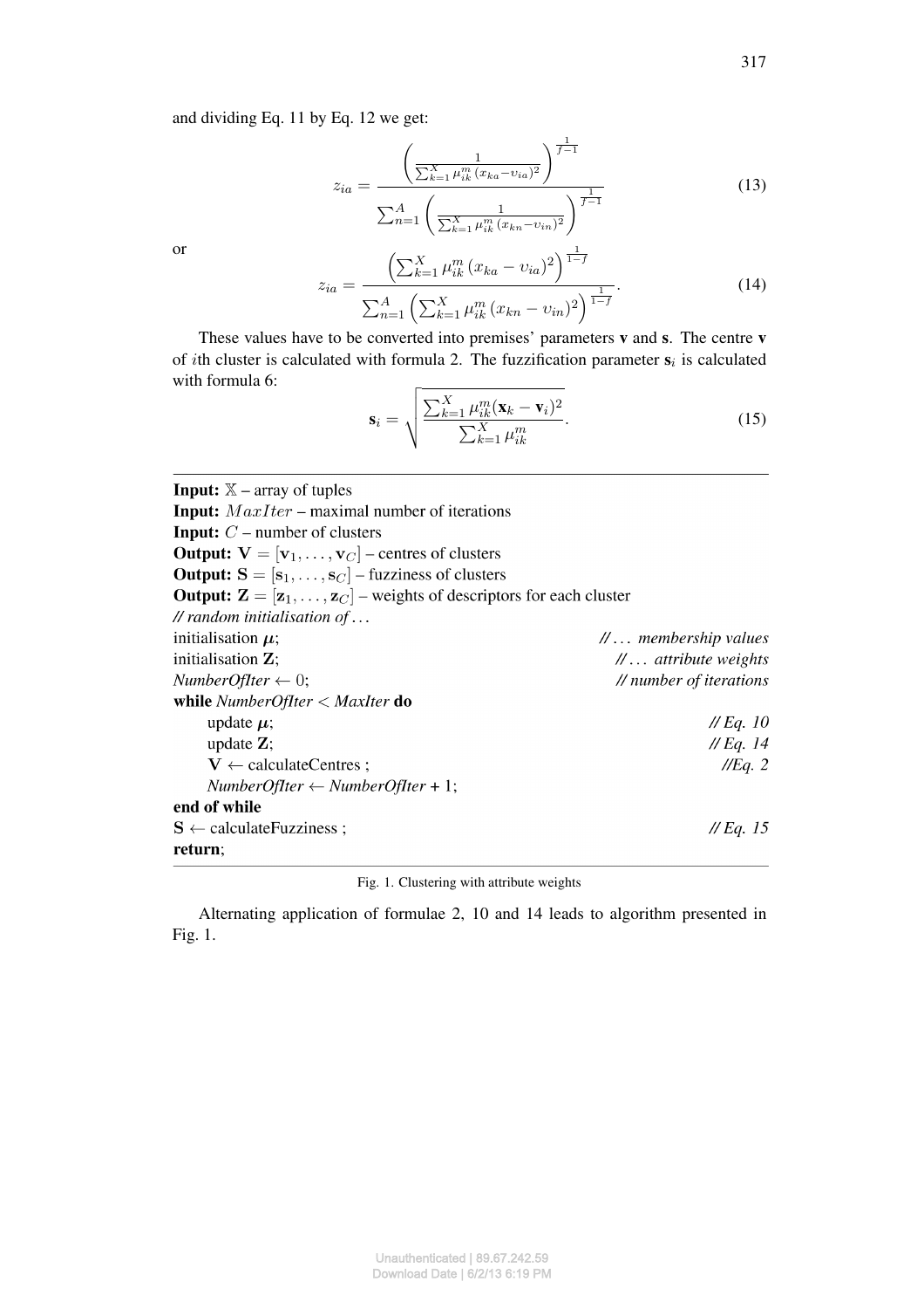and dividing Eq. 11 by Eq. 12 we get:

$$z_{ia} = \frac{\left(\frac{1}{\sum_{k=1}^{X} \mu_{ik}^{m} (x_{ka} - \upsilon_{ia})^2}\right)^{\frac{1}{f-1}}}{\sum_{n=1}^{A} \left(\frac{1}{\sum_{k=1}^{X} \mu_{ik}^{m} (x_{kn} - \upsilon_{in})^2}\right)^{\frac{1}{f-1}}} \tag{13}$$

or

$$z_{ia} = \frac{\left(\sum_{k=1}^{X} \mu_{ik}^{m} (x_{ka} - \upsilon_{ia})^2\right)^{\frac{1}{1-f}}}{\sum_{n=1}^{A} \left(\sum_{k=1}^{X} \mu_{ik}^{m} (x_{kn} - \upsilon_{in})^2\right)^{\frac{1}{1-f}}}. \tag{14}$$

These values have to be converted into premises' parameters **v** and **s**. The centre **v** of $i$th cluster is calculated with formula 2. The fuzzification parameter $\mathbf{s}_i$ is calculated with formula 6:

$$\mathbf{s}_i = \sqrt{\frac{\sum_{k=1}^{X} \mu_{ik}^{m} (\mathbf{x}_k - \mathbf{v}_i)^2}{\sum_{k=1}^{X} \mu_{ik}^{m}}}. \tag{15}$$

---

**Input:** $\mathbb{X}$ – array of tuples
**Input:** $MaxIter$ – maximal number of iterations
**Input:** $C$ – number of clusters
**Output:** $\mathbf{V} = [\mathbf{v}_1, \ldots, \mathbf{v}_C]$ – centres of clusters
**Output:** $\mathbf{S} = [\mathbf{s}_1, \ldots, \mathbf{s}_C]$ – fuzziness of clusters
**Output:** $\mathbf{Z} = [\mathbf{z}_1, \ldots, \mathbf{z}_C]$ – weights of descriptors for each cluster

```
// random initialisation of ...
initialisation μ;                          // ... membership values
initialisation Z;                          // ... attribute weights
NumberOfIter ← 0;                          // number of iterations
while NumberOfIter < MaxIter do
    update μ;                              // Eq. 10
    update Z;                              // Eq. 14
    V ← calculateCentres ;                 // Eq. 2
    NumberOfIter ← NumberOfIter + 1;
end of while
S ← calculateFuzziness ;                   // Eq. 15
return;
```

---

Fig. 1. Clustering with attribute weights

Alternating application of formulae 2, 10 and 14 leads to algorithm presented in Fig. 1.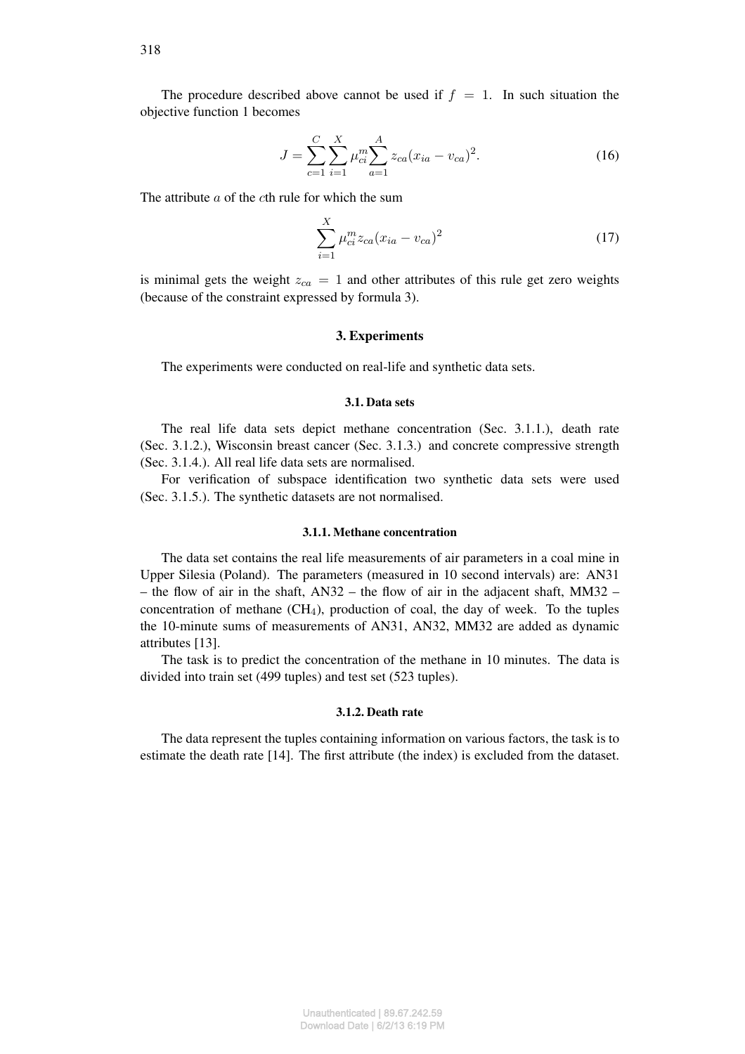The procedure described above cannot be used if $f = 1$. In such situation the objective function 1 becomes

$$J = \sum_{c=1}^{C} \sum_{i=1}^{X} \mu_{ci}^{m} \sum_{a=1}^{A} z_{ca} (x_{ia} - v_{ca})^2. \tag{16}$$

The attribute $a$ of the $c$th rule for which the sum

$$\sum_{i=1}^{X} \mu_{ci}^{m} z_{ca} (x_{ia} - v_{ca})^2 \tag{17}$$

is minimal gets the weight $z_{ca} = 1$ and other attributes of this rule get zero weights (because of the constraint expressed by formula 3).

## 3. Experiments

The experiments were conducted on real-life and synthetic data sets.

### 3.1. Data sets

The real life data sets depict methane concentration (Sec. 3.1.1.), death rate (Sec. 3.1.2.), Wisconsin breast cancer (Sec. 3.1.3.) and concrete compressive strength (Sec. 3.1.4.). All real life data sets are normalised.

For verification of subspace identification two synthetic data sets were used (Sec. 3.1.5.). The synthetic datasets are not normalised.

#### 3.1.1. Methane concentration

The data set contains the real life measurements of air parameters in a coal mine in Upper Silesia (Poland). The parameters (measured in 10 second intervals) are: AN31 – the flow of air in the shaft, AN32 – the flow of air in the adjacent shaft, MM32 – concentration of methane ($CH_4$), production of coal, the day of week. To the tuples the 10-minute sums of measurements of AN31, AN32, MM32 are added as dynamic attributes [13].

The task is to predict the concentration of the methane in 10 minutes. The data is divided into train set (499 tuples) and test set (523 tuples).

#### 3.1.2. Death rate

The data represent the tuples containing information on various factors, the task is to estimate the death rate [14]. The first attribute (the index) is excluded from the dataset.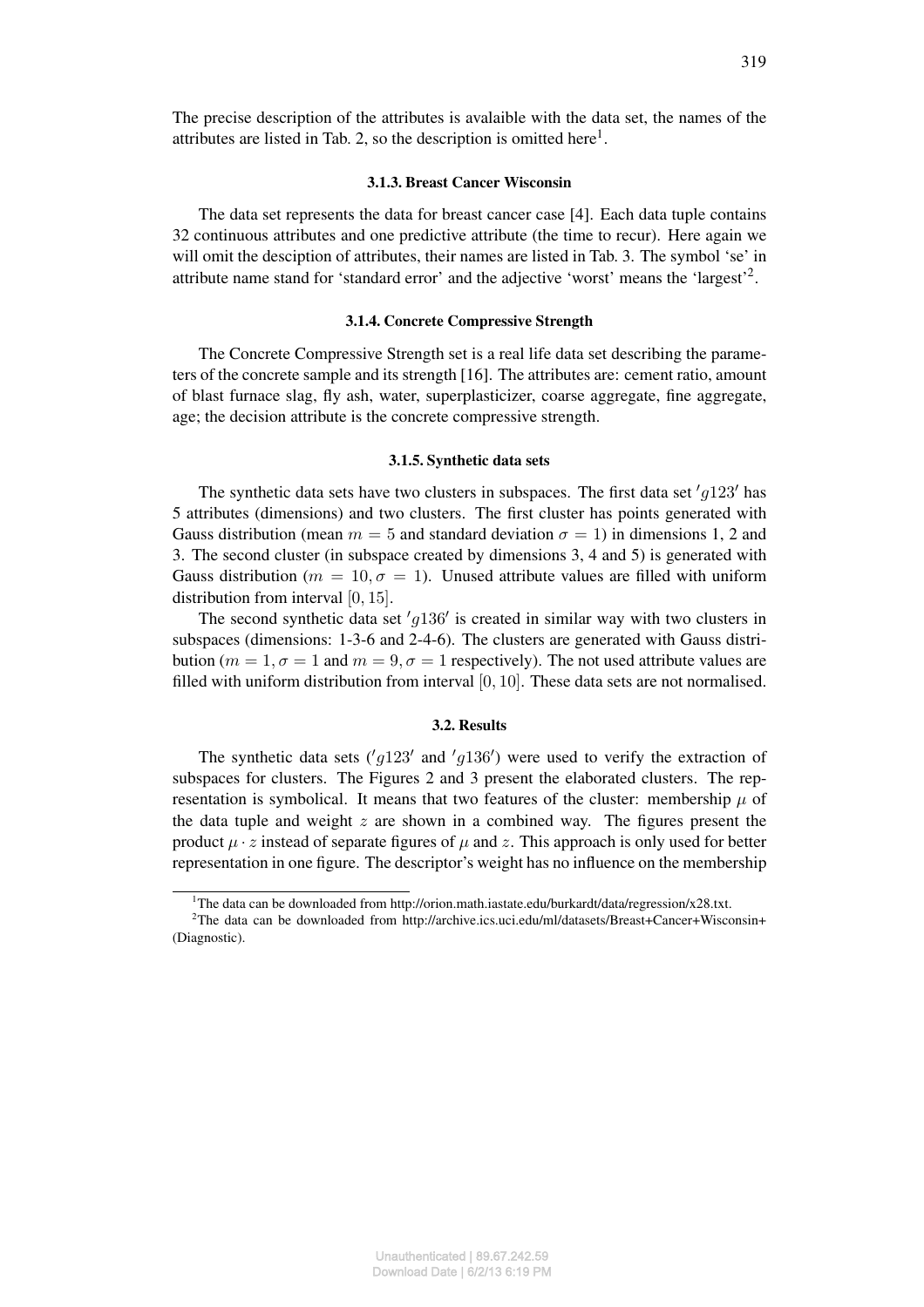The precise description of the attributes is avalaible with the data set, the names of the attributes are listed in Tab. 2, so the description is omitted here[1].

#### 3.1.3. Breast Cancer Wisconsin

The data set represents the data for breast cancer case [4]. Each data tuple contains 32 continuous attributes and one predictive attribute (the time to recur). Here again we will omit the desciption of attributes, their names are listed in Tab. 3. The symbol 'se' in attribute name stand for 'standard error' and the adjective 'worst' means the 'largest'[2].

#### 3.1.4. Concrete Compressive Strength

The Concrete Compressive Strength set is a real life data set describing the parameters of the concrete sample and its strength [16]. The attributes are: cement ratio, amount of blast furnace slag, fly ash, water, superplasticizer, coarse aggregate, fine aggregate, age; the decision attribute is the concrete compressive strength.

#### 3.1.5. Synthetic data sets

The synthetic data sets have two clusters in subspaces. The first data set $'g123'$ has 5 attributes (dimensions) and two clusters. The first cluster has points generated with Gauss distribution (mean $m = 5$ and standard deviation $\sigma = 1$) in dimensions 1, 2 and 3. The second cluster (in subspace created by dimensions 3, 4 and 5) is generated with Gauss distribution ($m = 10, \sigma = 1$). Unused attribute values are filled with uniform distribution from interval $[0, 15]$.

The second synthetic data set $'g136'$ is created in similar way with two clusters in subspaces (dimensions: 1-3-6 and 2-4-6). The clusters are generated with Gauss distribution ($m = 1, \sigma = 1$ and $m = 9, \sigma = 1$ respectively). The not used attribute values are filled with uniform distribution from interval $[0, 10]$. These data sets are not normalised.

### 3.2. Results

The synthetic data sets ($'g123'$ and $'g136'$) were used to verify the extraction of subspaces for clusters. The Figures 2 and 3 present the elaborated clusters. The representation is symbolical. It means that two features of the cluster: membership $\mu$ of the data tuple and weight $z$ are shown in a combined way. The figures present the product $\mu \cdot z$ instead of separate figures of $\mu$ and $z$. This approach is only used for better representation in one figure. The descriptor's weight has no influence on the membership

---

[1] The data can be downloaded from http://orion.math.iastate.edu/burkardt/data/regression/x28.txt.

[2] The data can be downloaded from http://archive.ics.uci.edu/ml/datasets/Breast+Cancer+Wisconsin+(Diagnostic).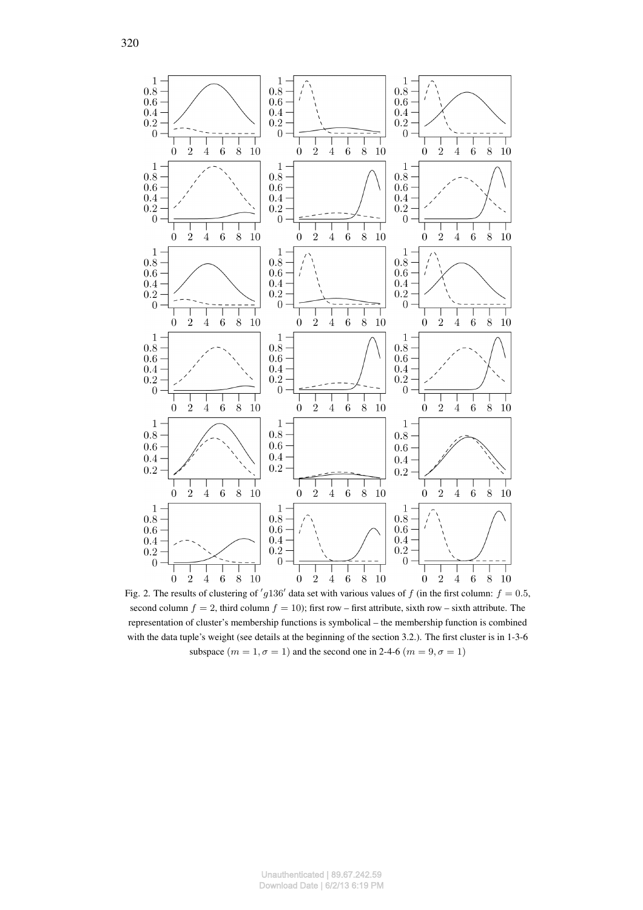Fig. 2. The results of clustering of $'g136'$ data set with various values of $f$ (in the first column: $f = 0.5$, second column $f = 2$, third column $f = 10$); first row – first attribute, sixth row – sixth attribute. The representation of cluster's membership functions is symbolical – the membership function is combined with the data tuple's weight (see details at the beginning of the section 3.2.). The first cluster is in 1-3-6 subspace ($m = 1, \sigma = 1$) and the second one in 2-4-6 ($m = 9, \sigma = 1$)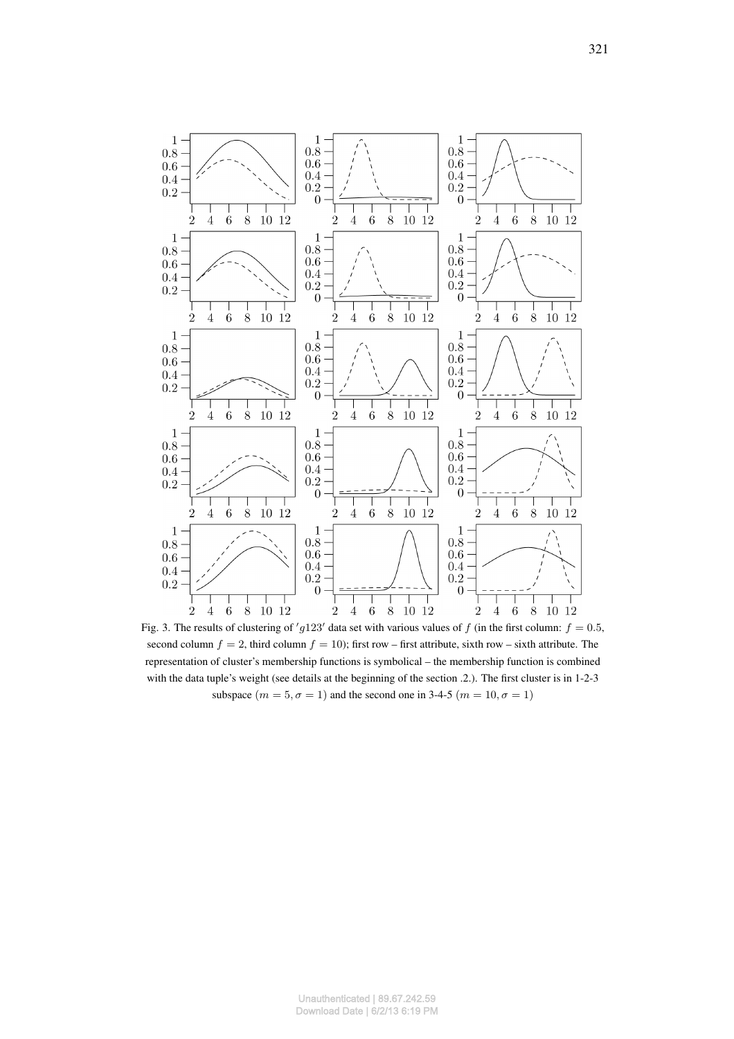Fig. 3. The results of clustering of $'g123'$ data set with various values of $f$ (in the first column: $f = 0.5$, second column $f = 2$, third column $f = 10$); first row – first attribute, sixth row – sixth attribute. The representation of cluster's membership functions is symbolical – the membership function is combined with the data tuple's weight (see details at the beginning of the section .2.). The first cluster is in 1-2-3 subspace ($m = 5, \sigma = 1$) and the second one in 3-4-5 ($m = 10, \sigma = 1$)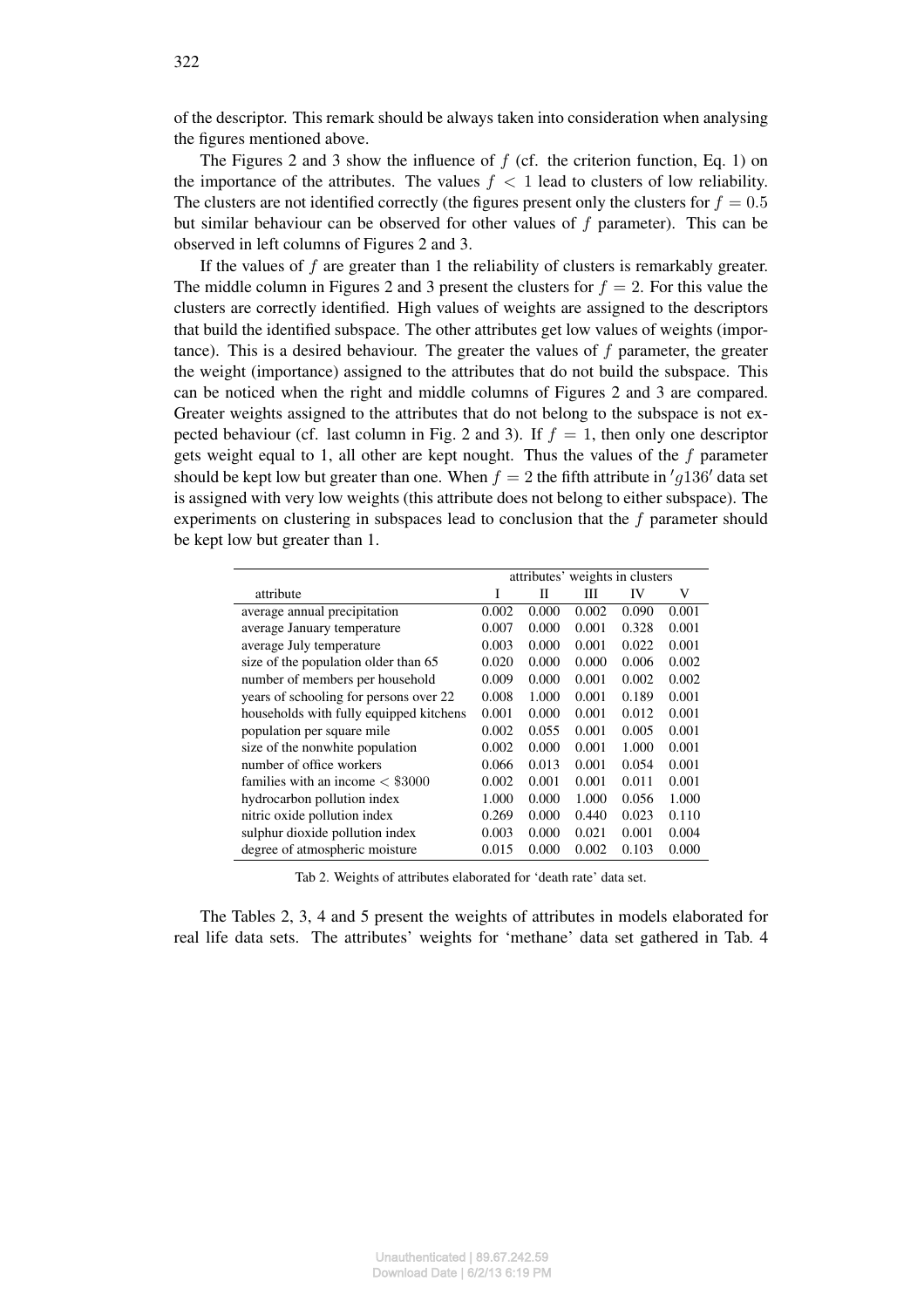of the descriptor. This remark should be always taken into consideration when analysing the figures mentioned above.

The Figures 2 and 3 show the influence of $f$ (cf. the criterion function, Eq. 1) on the importance of the attributes. The values $f < 1$ lead to clusters of low reliability. The clusters are not identified correctly (the figures present only the clusters for $f = 0.5$ but similar behaviour can be observed for other values of $f$ parameter). This can be observed in left columns of Figures 2 and 3.

If the values of $f$ are greater than 1 the reliability of clusters is remarkably greater. The middle column in Figures 2 and 3 present the clusters for $f = 2$. For this value the clusters are correctly identified. High values of weights are assigned to the descriptors that build the identified subspace. The other attributes get low values of weights (importance). This is a desired behaviour. The greater the values of $f$ parameter, the greater the weight (importance) assigned to the attributes that do not build the subspace. This can be noticed when the right and middle columns of Figures 2 and 3 are compared. Greater weights assigned to the attributes that do not belong to the subspace is not expected behaviour (cf. last column in Fig. 2 and 3). If $f = 1$, then only one descriptor gets weight equal to 1, all other are kept nought. Thus the values of the $f$ parameter should be kept low but greater than one. When $f = 2$ the fifth attribute in $'g136'$ data set is assigned with very low weights (this attribute does not belong to either subspace). The experiments on clustering in subspaces lead to conclusion that the $f$ parameter should be kept low but greater than 1.

| | attributes' weights in clusters | | | | |
|---|---|---|---|---|---|
| attribute | I | II | III | IV | V |
| average annual precipitation | 0.002 | 0.000 | 0.002 | 0.090 | 0.001 |
| average January temperature | 0.007 | 0.000 | 0.001 | 0.328 | 0.001 |
| average July temperature | 0.003 | 0.000 | 0.001 | 0.022 | 0.001 |
| size of the population older than 65 | 0.020 | 0.000 | 0.000 | 0.006 | 0.002 |
| number of members per household | 0.009 | 0.000 | 0.001 | 0.002 | 0.002 |
| years of schooling for persons over 22 | 0.008 | 1.000 | 0.001 | 0.189 | 0.001 |
| households with fully equipped kitchens | 0.001 | 0.000 | 0.001 | 0.012 | 0.001 |
| population per square mile | 0.002 | 0.055 | 0.001 | 0.005 | 0.001 |
| size of the nonwhite population | 0.002 | 0.000 | 0.001 | 1.000 | 0.001 |
| number of office workers | 0.066 | 0.013 | 0.001 | 0.054 | 0.001 |
| families with an income $< \$3000$ | 0.002 | 0.001 | 0.001 | 0.011 | 0.001 |
| hydrocarbon pollution index | 1.000 | 0.000 | 1.000 | 0.056 | 1.000 |
| nitric oxide pollution index | 0.269 | 0.000 | 0.440 | 0.023 | 0.110 |
| sulphur dioxide pollution index | 0.003 | 0.000 | 0.021 | 0.001 | 0.004 |
| degree of atmospheric moisture | 0.015 | 0.000 | 0.002 | 0.103 | 0.000 |

Tab 2. Weights of attributes elaborated for 'death rate' data set.

The Tables 2, 3, 4 and 5 present the weights of attributes in models elaborated for real life data sets. The attributes' weights for 'methane' data set gathered in Tab. 4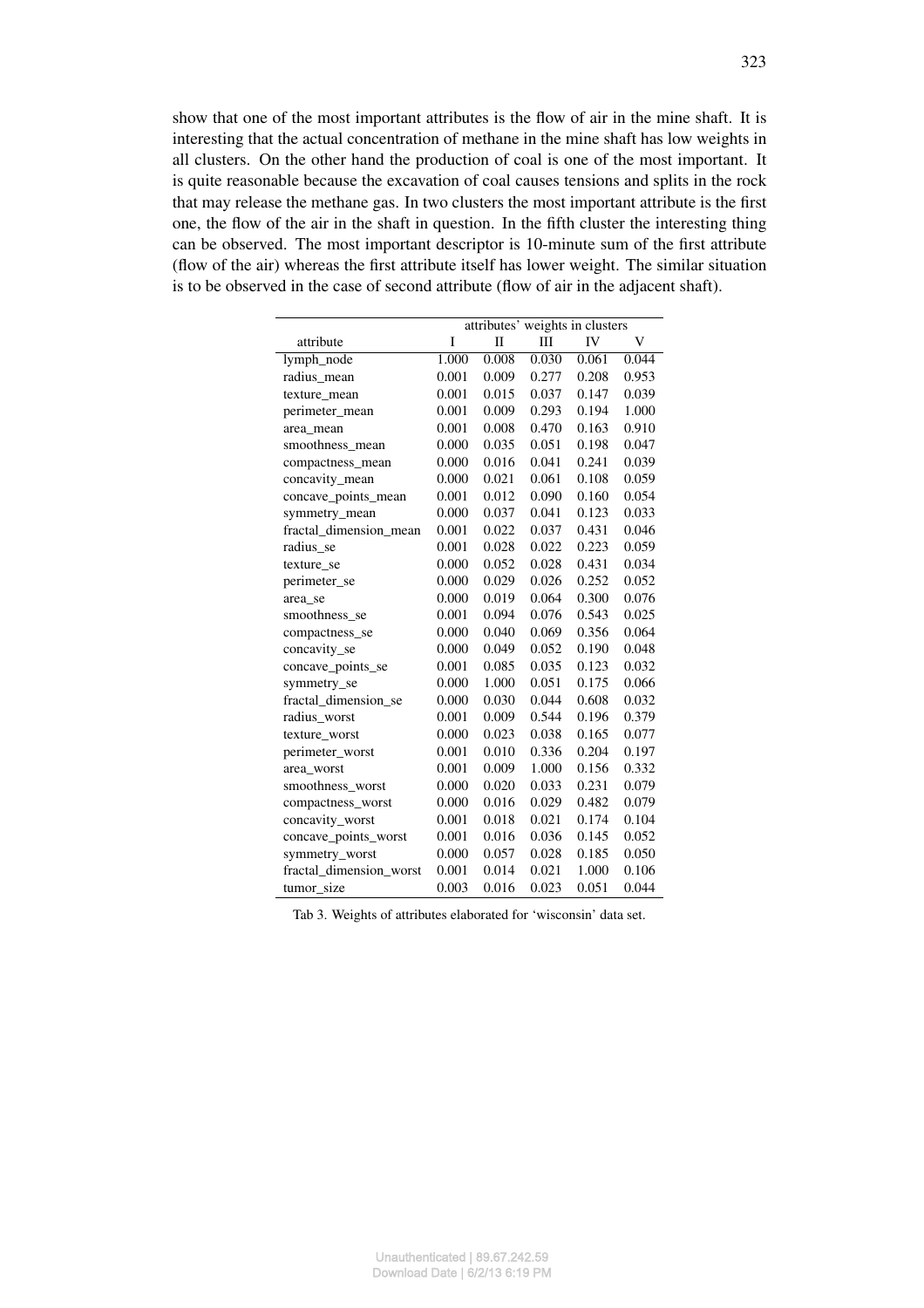show that one of the most important attributes is the flow of air in the mine shaft. It is interesting that the actual concentration of methane in the mine shaft has low weights in all clusters. On the other hand the production of coal is one of the most important. It is quite reasonable because the excavation of coal causes tensions and splits in the rock that may release the methane gas. In two clusters the most important attribute is the first one, the flow of the air in the shaft in question. In the fifth cluster the interesting thing can be observed. The most important descriptor is 10-minute sum of the first attribute (flow of the air) whereas the first attribute itself has lower weight. The similar situation is to be observed in the case of second attribute (flow of air in the adjacent shaft).

| | attributes' weights in clusters | | | | |
|---|---|---|---|---|---|
| attribute | I | II | III | IV | V |
| lymph_node | 1.000 | 0.008 | 0.030 | 0.061 | 0.044 |
| radius_mean | 0.001 | 0.009 | 0.277 | 0.208 | 0.953 |
| texture_mean | 0.001 | 0.015 | 0.037 | 0.147 | 0.039 |
| perimeter_mean | 0.001 | 0.009 | 0.293 | 0.194 | 1.000 |
| area_mean | 0.001 | 0.008 | 0.470 | 0.163 | 0.910 |
| smoothness_mean | 0.000 | 0.035 | 0.051 | 0.198 | 0.047 |
| compactness_mean | 0.000 | 0.016 | 0.041 | 0.241 | 0.039 |
| concavity_mean | 0.000 | 0.021 | 0.061 | 0.108 | 0.059 |
| concave_points_mean | 0.001 | 0.012 | 0.090 | 0.160 | 0.054 |
| symmetry_mean | 0.000 | 0.037 | 0.041 | 0.123 | 0.033 |
| fractal_dimension_mean | 0.001 | 0.022 | 0.037 | 0.431 | 0.046 |
| radius_se | 0.001 | 0.028 | 0.022 | 0.223 | 0.059 |
| texture_se | 0.000 | 0.052 | 0.028 | 0.431 | 0.034 |
| perimeter_se | 0.000 | 0.029 | 0.026 | 0.252 | 0.052 |
| area_se | 0.000 | 0.019 | 0.064 | 0.300 | 0.076 |
| smoothness_se | 0.001 | 0.094 | 0.076 | 0.543 | 0.025 |
| compactness_se | 0.000 | 0.040 | 0.069 | 0.356 | 0.064 |
| concavity_se | 0.000 | 0.049 | 0.052 | 0.190 | 0.048 |
| concave_points_se | 0.001 | 0.085 | 0.035 | 0.123 | 0.032 |
| symmetry_se | 0.000 | 1.000 | 0.051 | 0.175 | 0.066 |
| fractal_dimension_se | 0.000 | 0.030 | 0.044 | 0.608 | 0.032 |
| radius_worst | 0.001 | 0.009 | 0.544 | 0.196 | 0.379 |
| texture_worst | 0.000 | 0.023 | 0.038 | 0.165 | 0.077 |
| perimeter_worst | 0.001 | 0.010 | 0.336 | 0.204 | 0.197 |
| area_worst | 0.001 | 0.009 | 1.000 | 0.156 | 0.332 |
| smoothness_worst | 0.000 | 0.020 | 0.033 | 0.231 | 0.079 |
| compactness_worst | 0.000 | 0.016 | 0.029 | 0.482 | 0.079 |
| concavity_worst | 0.001 | 0.018 | 0.021 | 0.174 | 0.104 |
| concave_points_worst | 0.001 | 0.016 | 0.036 | 0.145 | 0.052 |
| symmetry_worst | 0.000 | 0.057 | 0.028 | 0.185 | 0.050 |
| fractal_dimension_worst | 0.001 | 0.014 | 0.021 | 1.000 | 0.106 |
| tumor_size | 0.003 | 0.016 | 0.023 | 0.051 | 0.044 |

Tab 3. Weights of attributes elaborated for 'wisconsin' data set.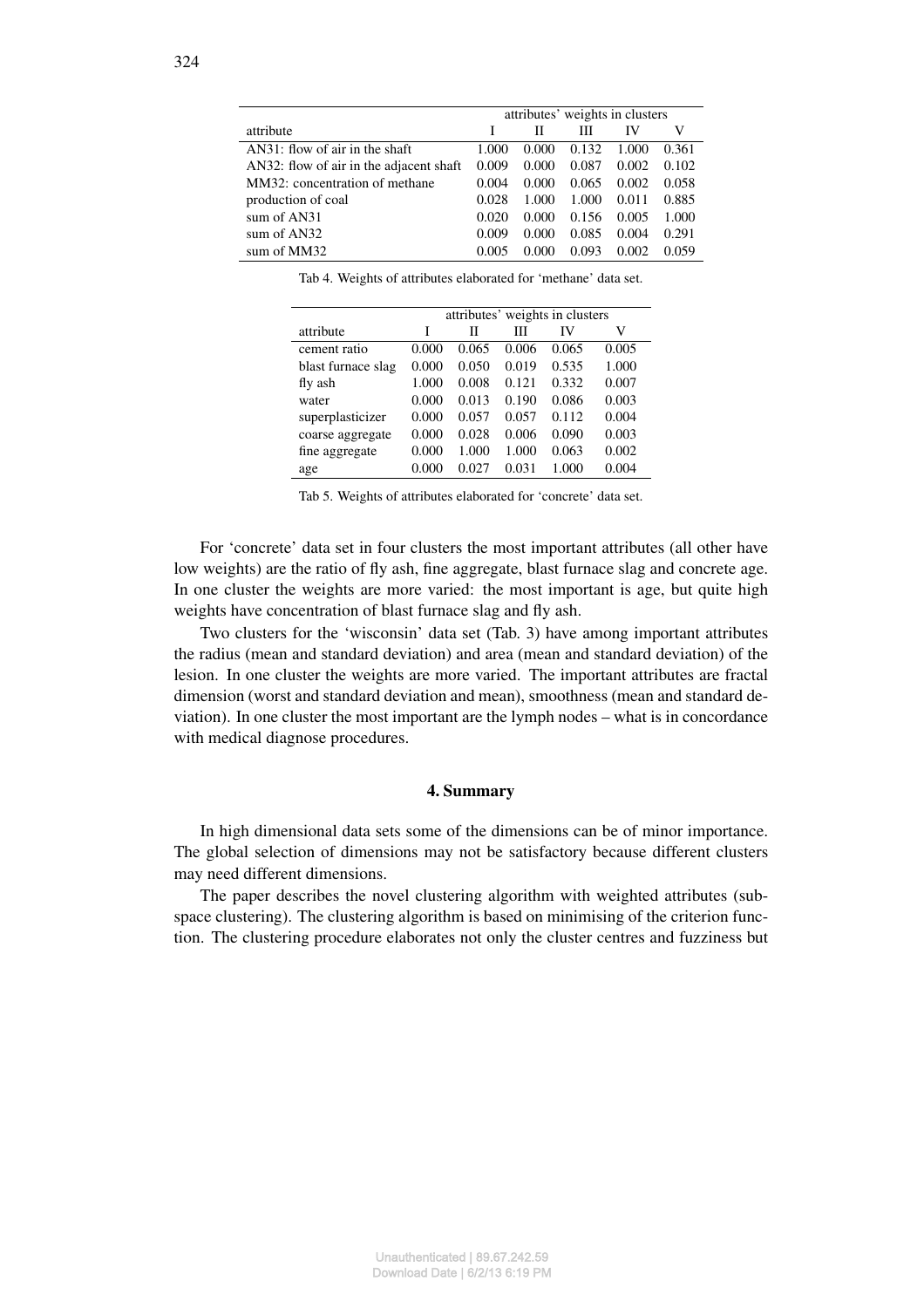| attribute | attributes' weights in clusters | | | | |
|---|---|---|---|---|---|
| | I | II | III | IV | V |
| AN31: flow of air in the shaft | 1.000 | 0.000 | 0.132 | 1.000 | 0.361 |
| AN32: flow of air in the adjacent shaft | 0.009 | 0.000 | 0.087 | 0.002 | 0.102 |
| MM32: concentration of methane | 0.004 | 0.000 | 0.065 | 0.002 | 0.058 |
| production of coal | 0.028 | 1.000 | 1.000 | 0.011 | 0.885 |
| sum of AN31 | 0.020 | 0.000 | 0.156 | 0.005 | 1.000 |
| sum of AN32 | 0.009 | 0.000 | 0.085 | 0.004 | 0.291 |
| sum of MM32 | 0.005 | 0.000 | 0.093 | 0.002 | 0.059 |

Tab 4. Weights of attributes elaborated for 'methane' data set.

| attribute | attributes' weights in clusters | | | | |
|---|---|---|---|---|---|
| | I | II | III | IV | V |
| cement ratio | 0.000 | 0.065 | 0.006 | 0.065 | 0.005 |
| blast furnace slag | 0.000 | 0.050 | 0.019 | 0.535 | 1.000 |
| fly ash | 1.000 | 0.008 | 0.121 | 0.332 | 0.007 |
| water | 0.000 | 0.013 | 0.190 | 0.086 | 0.003 |
| superplasticizer | 0.000 | 0.057 | 0.057 | 0.112 | 0.004 |
| coarse aggregate | 0.000 | 0.028 | 0.006 | 0.090 | 0.003 |
| fine aggregate | 0.000 | 1.000 | 1.000 | 0.063 | 0.002 |
| age | 0.000 | 0.027 | 0.031 | 1.000 | 0.004 |

Tab 5. Weights of attributes elaborated for 'concrete' data set.

For 'concrete' data set in four clusters the most important attributes (all other have low weights) are the ratio of fly ash, fine aggregate, blast furnace slag and concrete age. In one cluster the weights are more varied: the most important is age, but quite high weights have concentration of blast furnace slag and fly ash.

Two clusters for the 'wisconsin' data set (Tab. 3) have among important attributes the radius (mean and standard deviation) and area (mean and standard deviation) of the lesion. In one cluster the weights are more varied. The important attributes are fractal dimension (worst and standard deviation and mean), smoothness (mean and standard deviation). In one cluster the most important are the lymph nodes – what is in concordance with medical diagnose procedures.

## 4. Summary

In high dimensional data sets some of the dimensions can be of minor importance. The global selection of dimensions may not be satisfactory because different clusters may need different dimensions.

The paper describes the novel clustering algorithm with weighted attributes (subspace clustering). The clustering algorithm is based on minimising of the criterion function. The clustering procedure elaborates not only the cluster centres and fuzziness but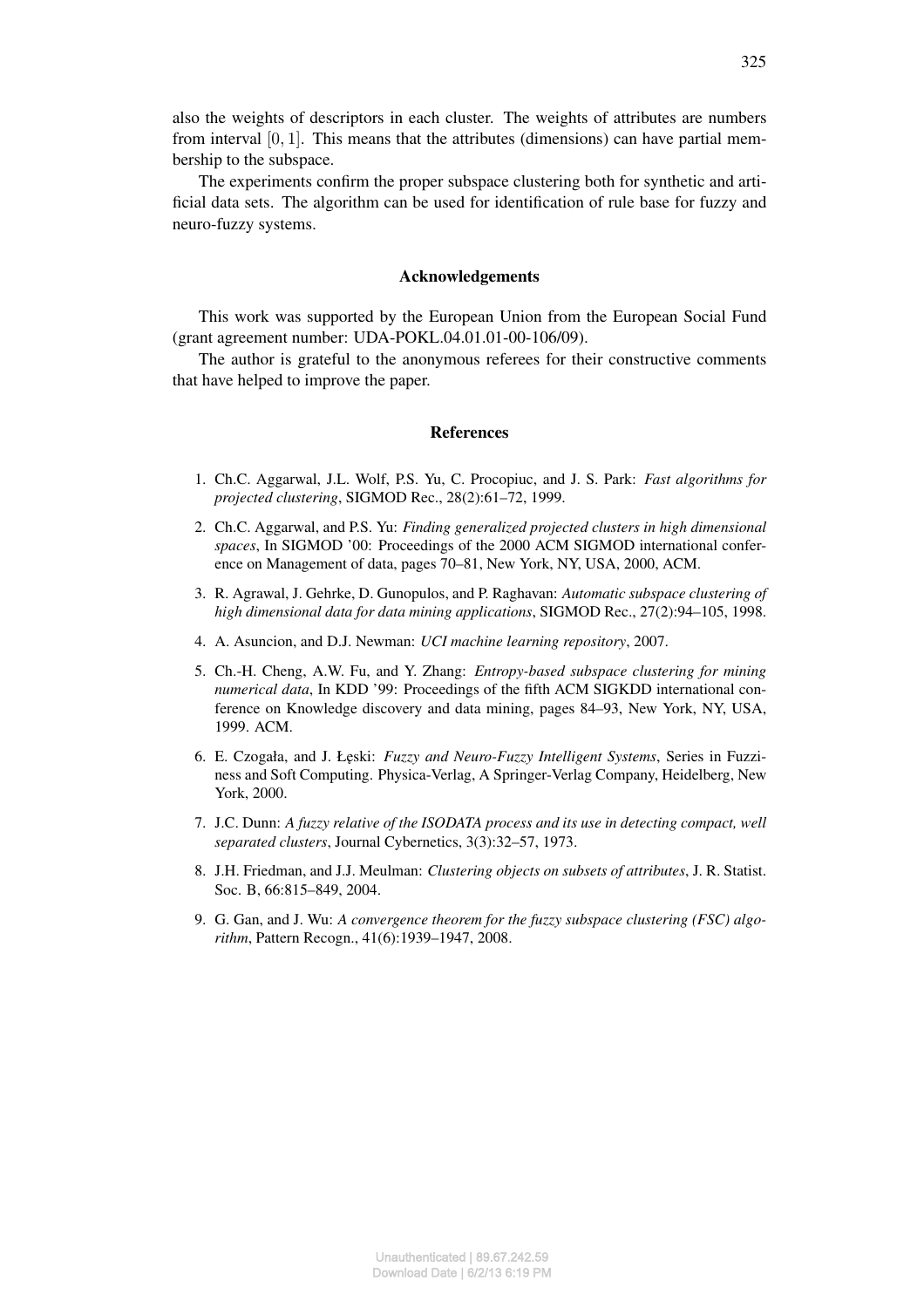also the weights of descriptors in each cluster. The weights of attributes are numbers from interval $[0, 1]$. This means that the attributes (dimensions) can have partial membership to the subspace.

The experiments confirm the proper subspace clustering both for synthetic and artificial data sets. The algorithm can be used for identification of rule base for fuzzy and neuro-fuzzy systems.

## Acknowledgements

This work was supported by the European Union from the European Social Fund (grant agreement number: UDA-POKL.04.01.01-00-106/09).

The author is grateful to the anonymous referees for their constructive comments that have helped to improve the paper.

## References

1. Ch.C. Aggarwal, J.L. Wolf, P.S. Yu, C. Procopiuc, and J. S. Park: *Fast algorithms for projected clustering*, SIGMOD Rec., 28(2):61–72, 1999.
2. Ch.C. Aggarwal, and P.S. Yu: *Finding generalized projected clusters in high dimensional spaces*, In SIGMOD '00: Proceedings of the 2000 ACM SIGMOD international conference on Management of data, pages 70–81, New York, NY, USA, 2000, ACM.
3. R. Agrawal, J. Gehrke, D. Gunopulos, and P. Raghavan: *Automatic subspace clustering of high dimensional data for data mining applications*, SIGMOD Rec., 27(2):94–105, 1998.
4. A. Asuncion, and D.J. Newman: *UCI machine learning repository*, 2007.
5. Ch.-H. Cheng, A.W. Fu, and Y. Zhang: *Entropy-based subspace clustering for mining numerical data*, In KDD '99: Proceedings of the fifth ACM SIGKDD international conference on Knowledge discovery and data mining, pages 84–93, New York, NY, USA, 1999. ACM.
6. E. Czogała, and J. Łęski: *Fuzzy and Neuro-Fuzzy Intelligent Systems*, Series in Fuzziness and Soft Computing. Physica-Verlag, A Springer-Verlag Company, Heidelberg, New York, 2000.
7. J.C. Dunn: *A fuzzy relative of the ISODATA process and its use in detecting compact, well separated clusters*, Journal Cybernetics, 3(3):32–57, 1973.
8. J.H. Friedman, and J.J. Meulman: *Clustering objects on subsets of attributes*, J. R. Statist. Soc. B, 66:815–849, 2004.
9. G. Gan, and J. Wu: *A convergence theorem for the fuzzy subspace clustering (FSC) algorithm*, Pattern Recogn., 41(6):1939–1947, 2008.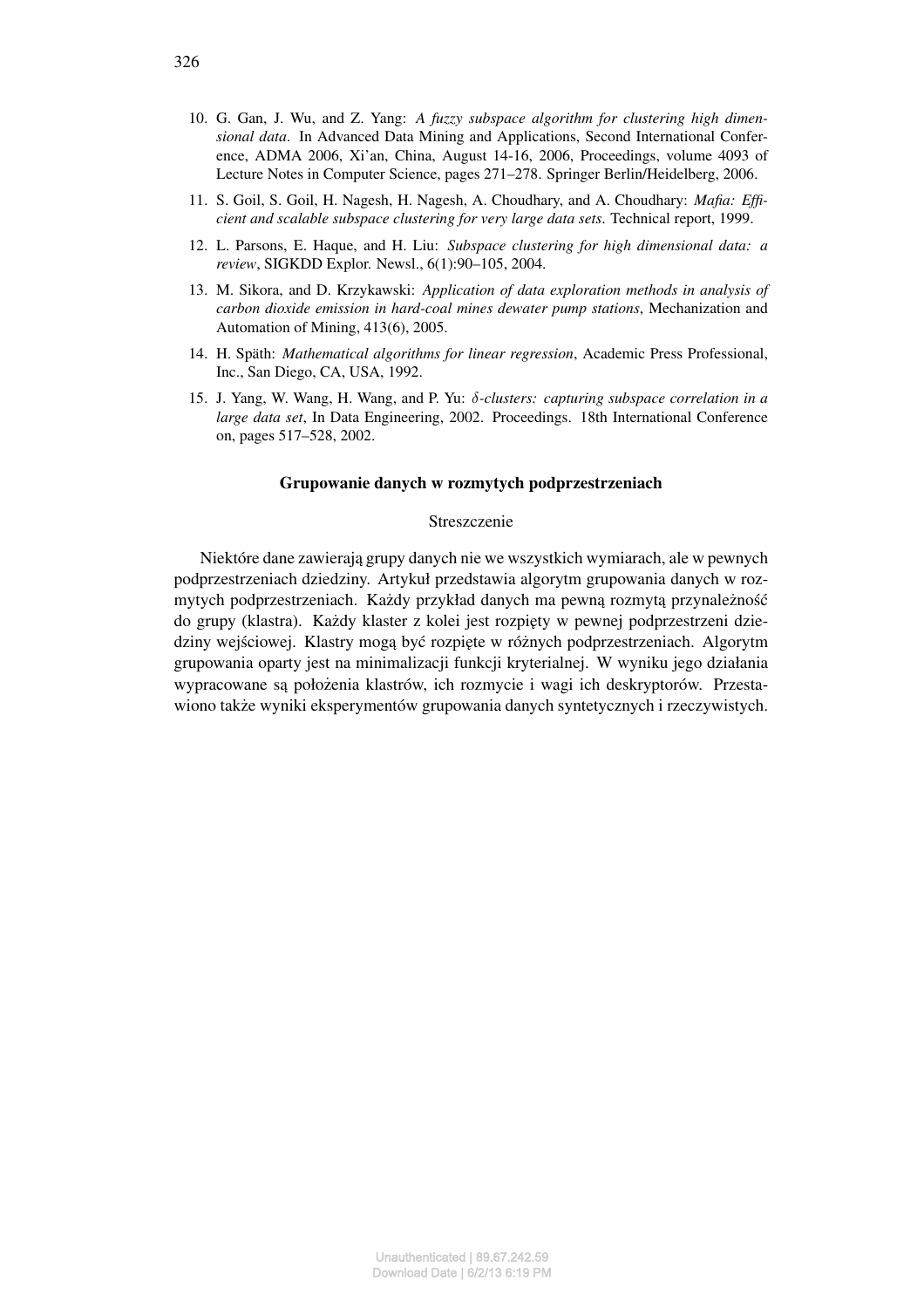10. G. Gan, J. Wu, and Z. Yang: *A fuzzy subspace algorithm for clustering high dimensional data*. In Advanced Data Mining and Applications, Second International Conference, ADMA 2006, Xi'an, China, August 14-16, 2006, Proceedings, volume 4093 of Lecture Notes in Computer Science, pages 271–278. Springer Berlin/Heidelberg, 2006.
11. S. Goil, S. Goil, H. Nagesh, H. Nagesh, A. Choudhary, and A. Choudhary: *Mafia: Efficient and scalable subspace clustering for very large data sets*. Technical report, 1999.
12. L. Parsons, E. Haque, and H. Liu: *Subspace clustering for high dimensional data: a review*, SIGKDD Explor. Newsl., 6(1):90–105, 2004.
13. M. Sikora, and D. Krzykawski: *Application of data exploration methods in analysis of carbon dioxide emission in hard-coal mines dewater pump stations*, Mechanization and Automation of Mining, 413(6), 2005.
14. H. Späth: *Mathematical algorithms for linear regression*, Academic Press Professional, Inc., San Diego, CA, USA, 1992.
15. J. Yang, W. Wang, H. Wang, and P. Yu: *$\delta$-clusters: capturing subspace correlation in a large data set*, In Data Engineering, 2002. Proceedings. 18th International Conference on, pages 517–528, 2002.

## Grupowanie danych w rozmytych podprzestrzeniach

Streszczenie

Niektóre dane zawierają grupy danych nie we wszystkich wymiarach, ale w pewnych podprzestrzeniach dziedziny. Artykuł przedstawia algorytm grupowania danych w rozmytych podprzestrzeniach. Każdy przykład danych ma pewną rozmytą przynależność do grupy (klastra). Każdy klaster z kolei jest rozpięty w pewnej podprzestrzeni dziedziny wejściowej. Klastry mogą być rozpięte w różnych podprzestrzeniach. Algorytm grupowania oparty jest na minimalizacji funkcji kryterialnej. W wyniku jego działania wypracowane są położenia klastrów, ich rozmycie i wagi ich deskryptorów. Przedstawiono także wyniki eksperymentów grupowania danych syntetycznych i rzeczywistych.